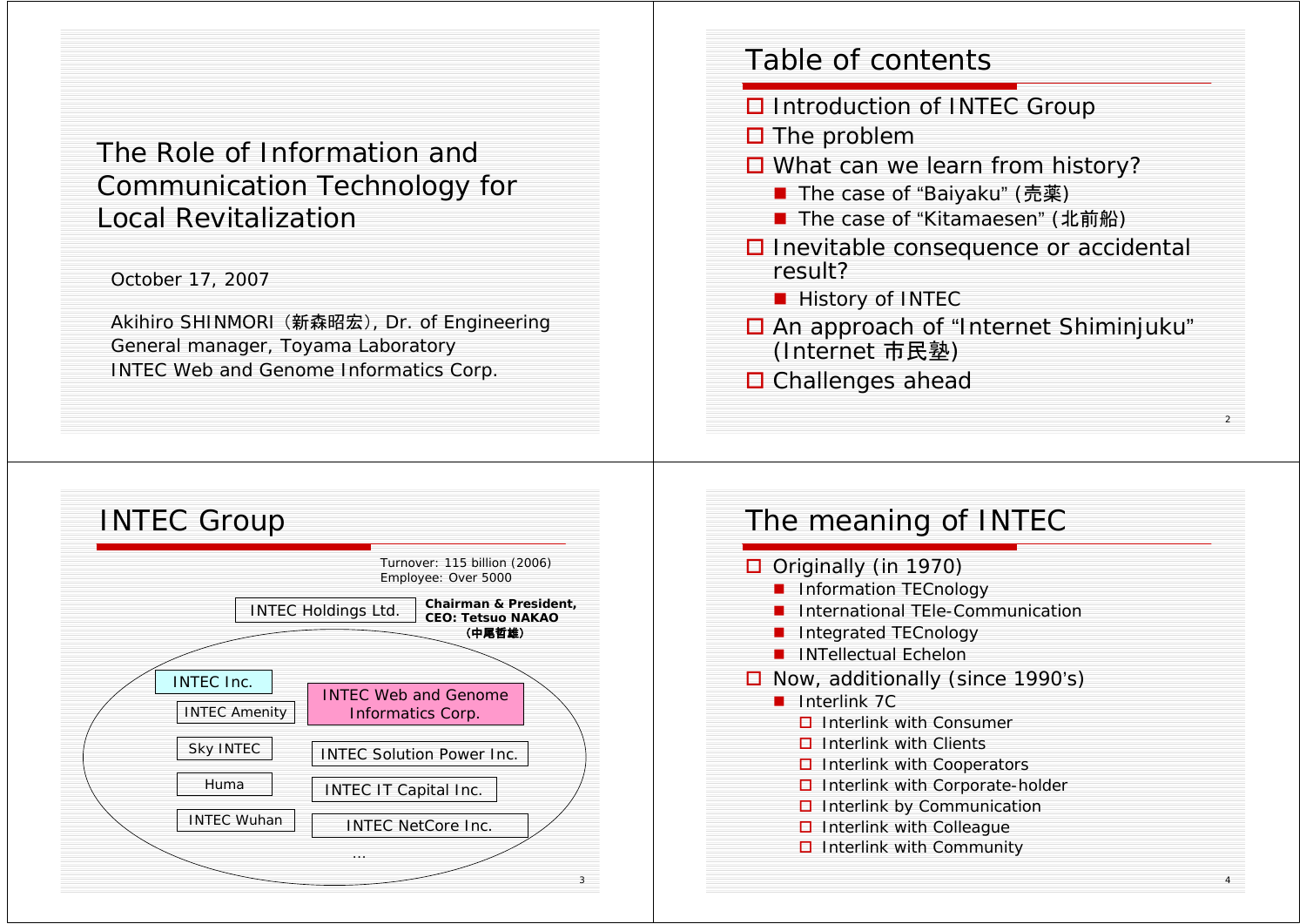# The Role of Information and Communication Technology for Local Revitalization

October 17, 2007

Akihiro SHINMORI (新森昭宏), Dr. of Engineering
General manager, Toyama Laboratory
INTEC Web and Genome Informatics Corp.

## Table of contents

- Introduction of INTEC Group
- The problem
- What can we learn from history?
  - The case of "Baiyaku" (売薬)
  - The case of "Kitamaesen" (北前船)
- Inevitable consequence or accidental result?
  - History of INTEC
- An approach of "Internet Shiminjuku" (Internet 市民塾)
- Challenges ahead

## INTEC Group

Turnover: 115 billion (2006)
Employee: Over 5000

INTEC Holdings Ltd. — **Chairman & President, CEO: Tetsuo NAKAO (中尾哲雄)**

- INTEC Inc.
- INTEC Amenity
- Sky INTEC
- Huma
- INTEC Wuhan
- INTEC Web and Genome Informatics Corp.
- INTEC Solution Power Inc.
- INTEC IT Capital Inc.
- INTEC NetCore Inc.
- ...

## The meaning of INTEC

- Originally (in 1970)
  - Information TECnology
  - International TEle-Communication
  - Integrated TECnology
  - INTellectual Echelon
- Now, additionally (since 1990's)
  - Interlink 7C
    - Interlink with Consumer
    - Interlink with Clients
    - Interlink with Cooperators
    - Interlink with Corporate-holder
    - Interlink by Communication
    - Interlink with Colleague
    - Interlink with Community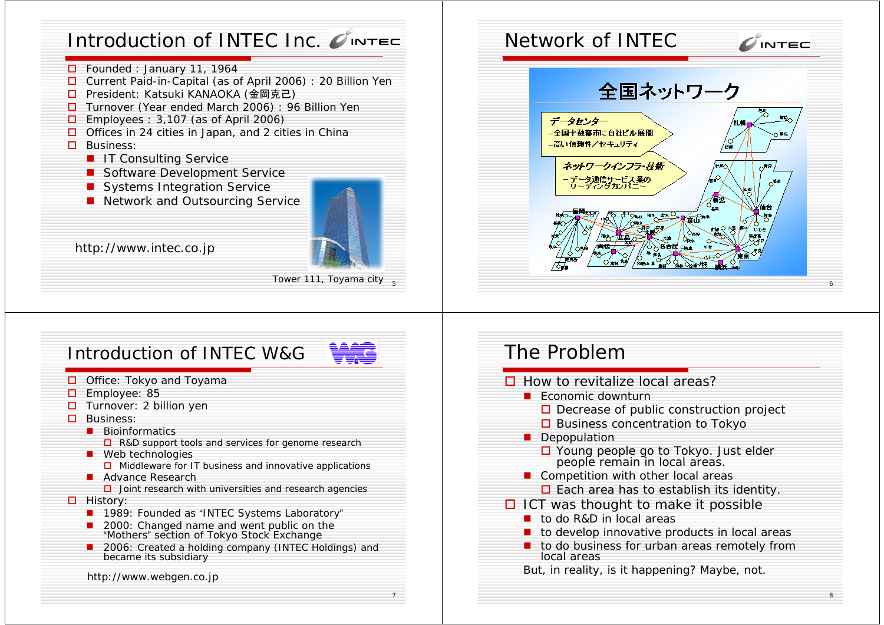## Introduction of INTEC Inc.

- Founded : January 11, 1964
- Current Paid-in-Capital (as of April 2006) : 20 Billion Yen
- President: Katsuki KANAOKA (金岡克己)
- Turnover (Year ended March 2006) : 96 Billion Yen
- Employees : 3,107 (as of April 2006)
- Offices in 24 cities in Japan, and 2 cities in China
- Business:
  - IT Consulting Service
  - Software Development Service
  - Systems Integration Service
  - Network and Outsourcing Service

http://www.intec.co.jp

Tower 111, Toyama city

## Network of INTEC

全国ネットワーク

データセンター
- 全国十数都市に自社ビル展開
- 高い信頼性／セキュリティ

ネットワークインフラ・技術
- データ通信サービス業のリーディングカンパニー

## Introduction of INTEC W&G

- Office: Tokyo and Toyama
- Employee: 85
- Turnover: 2 billion yen
- Business:
  - Bioinformatics
    - R&D support tools and services for genome research
  - Web technologies
    - Middleware for IT business and innovative applications
  - Advance Research
    - Joint research with universities and research agencies
- History:
  - 1989: Founded as "INTEC Systems Laboratory"
  - 2000: Changed name and went public on the "Mothers" section of Tokyo Stock Exchange
  - 2006: Created a holding company (INTEC Holdings) and became its subsidiary

http://www.webgen.co.jp

## The Problem

- How to revitalize local areas?
  - Economic downturn
    - Decrease of public construction project
    - Business concentration to Tokyo
  - Depopulation
    - Young people go to Tokyo. Just elder people remain in local areas.
  - Competition with other local areas
    - Each area has to establish its identity.
- ICT was thought to make it possible
  - to do R&D in local areas
  - to develop innovative products in local areas
  - to do business for urban areas remotely from local areas

But, in reality, is it happening? Maybe, not.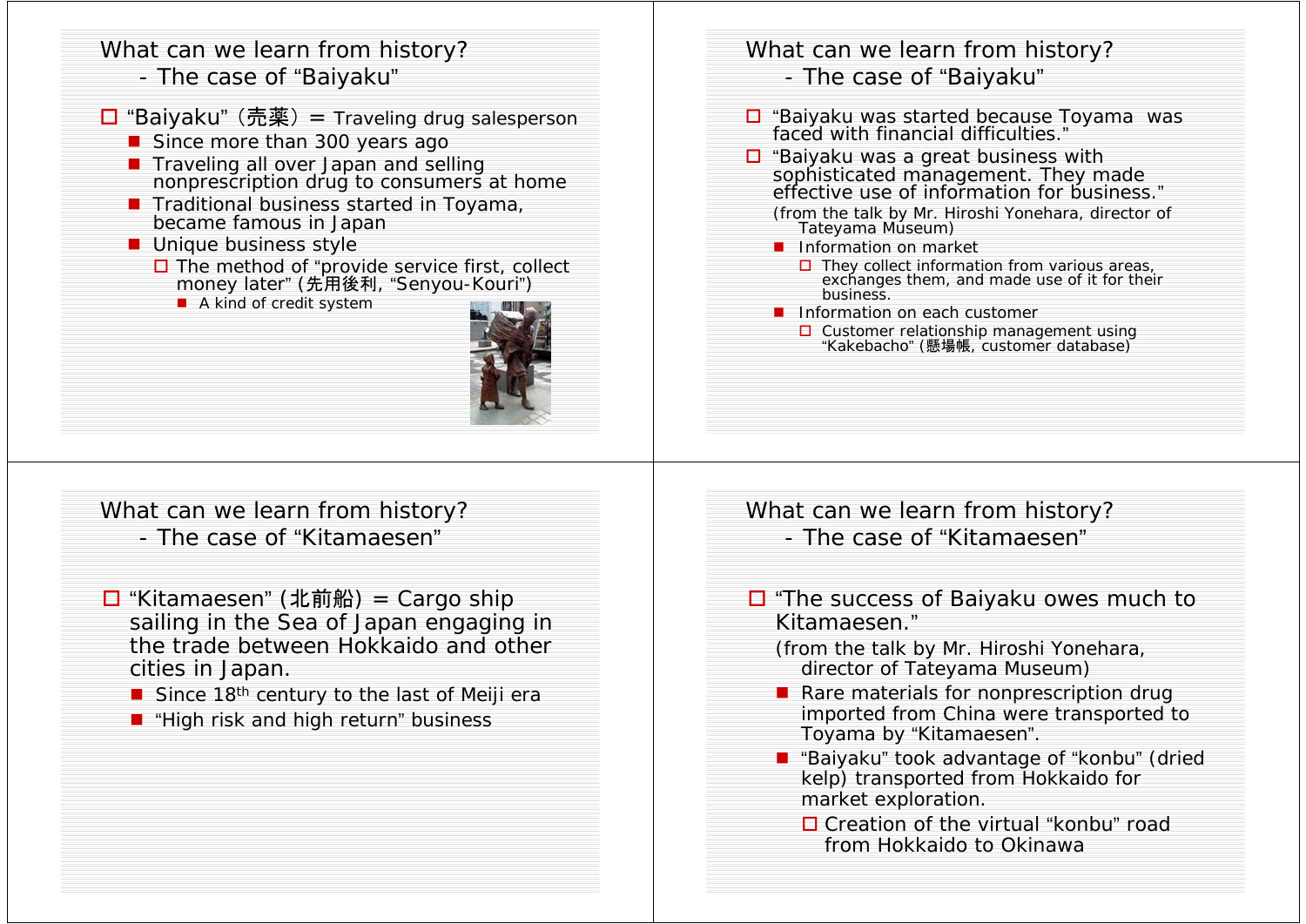## What can we learn from history? - The case of "Baiyaku"

- "Baiyaku" (売薬) = Traveling drug salesperson
  - Since more than 300 years ago
  - Traveling all over Japan and selling nonprescription drug to consumers at home
  - Traditional business started in Toyama, became famous in Japan
  - Unique business style
    - The method of "provide service first, collect money later" (先用後利, "Senyou-Kouri")
      - A kind of credit system

## What can we learn from history? - The case of "Baiyaku"

- "Baiyaku was started because Toyama was faced with financial difficulties."
- "Baiyaku was a great business with sophisticated management. They made effective use of information for business."

  (from the talk by Mr. Hiroshi Yonehara, director of Tateyama Museum)
  - Information on market
    - They collect information from various areas, exchanges them, and made use of it for their business.
  - Information on each customer
    - Customer relationship management using "Kakebacho" (懸場帳, customer database)

## What can we learn from history? - The case of "Kitamaesen"

- "Kitamaesen" (北前船) = Cargo ship sailing in the Sea of Japan engaging in the trade between Hokkaido and other cities in Japan.
  - Since 18th century to the last of Meiji era
  - "High risk and high return" business

## What can we learn from history? - The case of "Kitamaesen"

- "The success of Baiyaku owes much to Kitamaesen."

  (from the talk by Mr. Hiroshi Yonehara, director of Tateyama Museum)
  - Rare materials for nonprescription drug imported from China were transported to Toyama by "Kitamaesen".
  - "Baiyaku" took advantage of "konbu" (dried kelp) transported from Hokkaido for market exploration.
    - Creation of the virtual "konbu" road from Hokkaido to Okinawa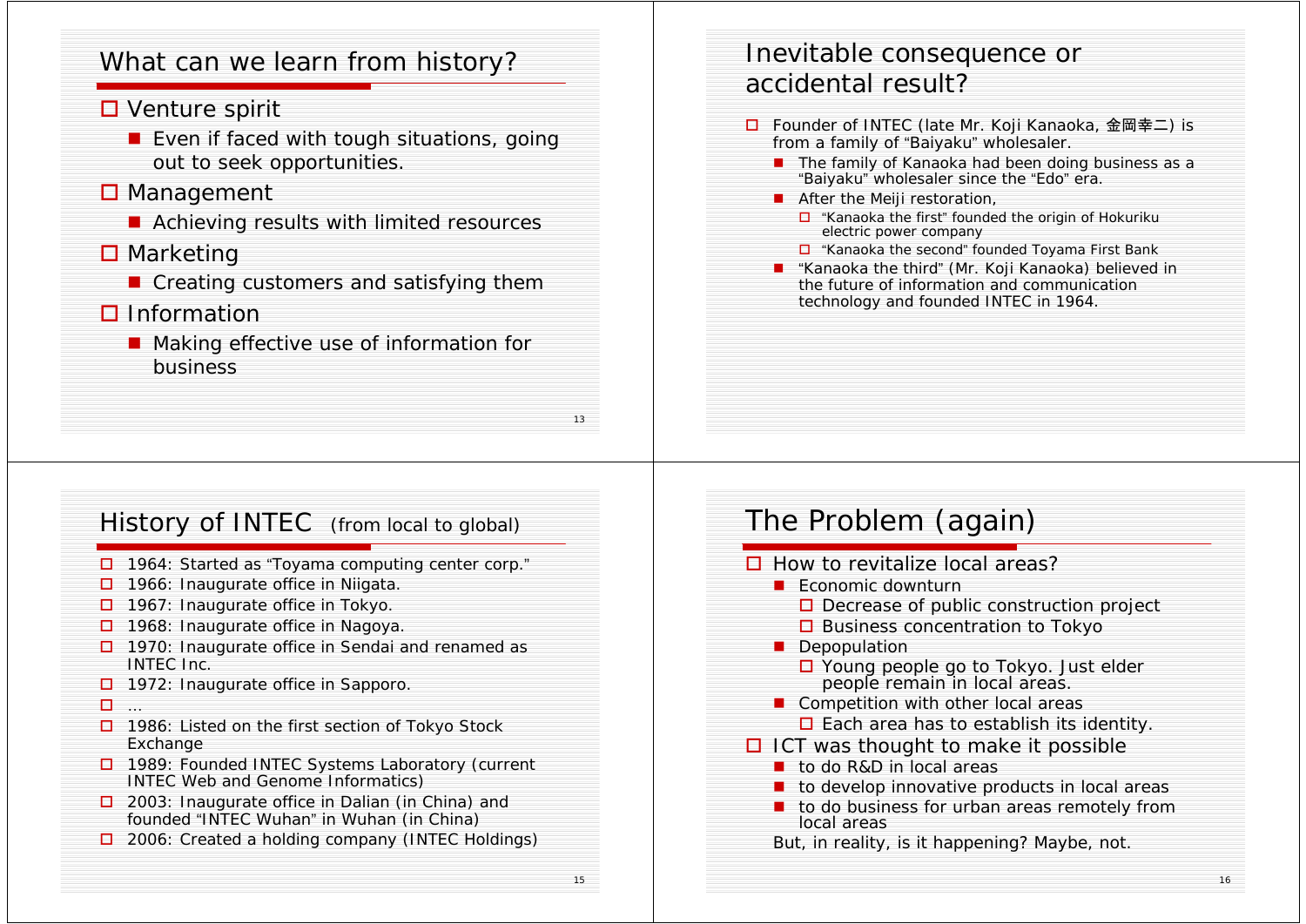## What can we learn from history?

- Venture spirit
  - Even if faced with tough situations, going out to seek opportunities.
- Management
  - Achieving results with limited resources
- Marketing
  - Creating customers and satisfying them
- Information
  - Making effective use of information for business

## Inevitable consequence or accidental result?

- Founder of INTEC (late Mr. Koji Kanaoka, 金岡幸二) is from a family of "Baiyaku" wholesaler.
  - The family of Kanaoka had been doing business as a "Baiyaku" wholesaler since the "Edo" era.
  - After the Meiji restoration,
    - "Kanaoka the first" founded the origin of Hokuriku electric power company
    - "Kanaoka the second" founded Toyama First Bank
  - "Kanaoka the third" (Mr. Koji Kanaoka) believed in the future of information and communication technology and founded INTEC in 1964.

## History of INTEC (from local to global)

- 1964: Started as "Toyama computing center corp."
- 1966: Inaugurate office in Niigata.
- 1967: Inaugurate office in Tokyo.
- 1968: Inaugurate office in Nagoya.
- 1970: Inaugurate office in Sendai and renamed as INTEC Inc.
- 1972: Inaugurate office in Sapporo.
- …
- 1986: Listed on the first section of Tokyo Stock Exchange
- 1989: Founded INTEC Systems Laboratory (current INTEC Web and Genome Informatics)
- 2003: Inaugurate office in Dalian (in China) and founded "INTEC Wuhan" in Wuhan (in China)
- 2006: Created a holding company (INTEC Holdings)

## The Problem (again)

- How to revitalize local areas?
  - Economic downturn
    - Decrease of public construction project
    - Business concentration to Tokyo
  - Depopulation
    - Young people go to Tokyo. Just elder people remain in local areas.
  - Competition with other local areas
    - Each area has to establish its identity.
- ICT was thought to make it possible
  - to do R&D in local areas
  - to develop innovative products in local areas
  - to do business for urban areas remotely from local areas

But, in reality, is it happening? Maybe, not.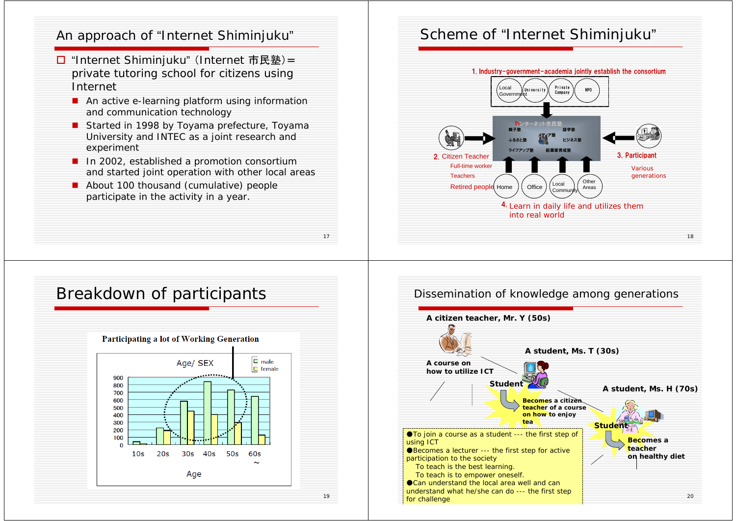## An approach of "Internet Shiminjuku"

- "Internet Shiminjuku" (Internet 市民塾)= private tutoring school for citizens using Internet
  - An active e-learning platform using information and communication technology
  - Started in 1998 by Toyama prefecture, Toyama University and INTEC as a joint research and experiment
  - In 2002, established a promotion consortium and started joint operation with other local areas
  - About 100 thousand (cumulative) people participate in the activity in a year.

## Scheme of "Internet Shiminjuku"

1. Industry-government-academia jointly establish the consortium
   - Local Government
   - University
   - Private Company
   - NPO

インターネット市民塾: 親子塾, 語学塾, メディア塾, ふるさと塾, ビジネス塾, ライフアップ塾, 起業家育成塾

2. Citizen Teacher
   - Full-time worker
   - Teachers
   - Retired people

3. Participant
   - Various generations

Home, Office, Local Community, Other Areas

4. Learn in daily life and utilizes them into real world

## Breakdown of participants

**Participating a lot of Working Generation**

Age/ SEX

| Age | male | female |
|---|---|---|
| 10s | ~40 | ~20 |
| 20s | ~220 | ~190 |
| 30s | ~580 | ~450 |
| 40s | ~840 | ~400 |
| 50s | ~730 | ~290 |
| 60s ~ | ~650 | ~130 |

## Dissemination of knowledge among generations

**A citizen teacher, Mr. Y (50s)**

**A course on how to utilize ICT**

**A student, Ms. T (30s)**

**Student** → **Becomes a citizen teacher of a course on how to enjoy tea**

**A student, Ms. H (70s)**

**Student** → **Becomes a teacher on healthy diet**

- To join a course as a student --- the first step of using ICT
- Becomes a lecturer --- the first step for active participation to the society
  - To teach is the best learning.
  - To teach is to empower oneself.
- Can understand the local area well and can understand what he/she can do --- the first step for challenge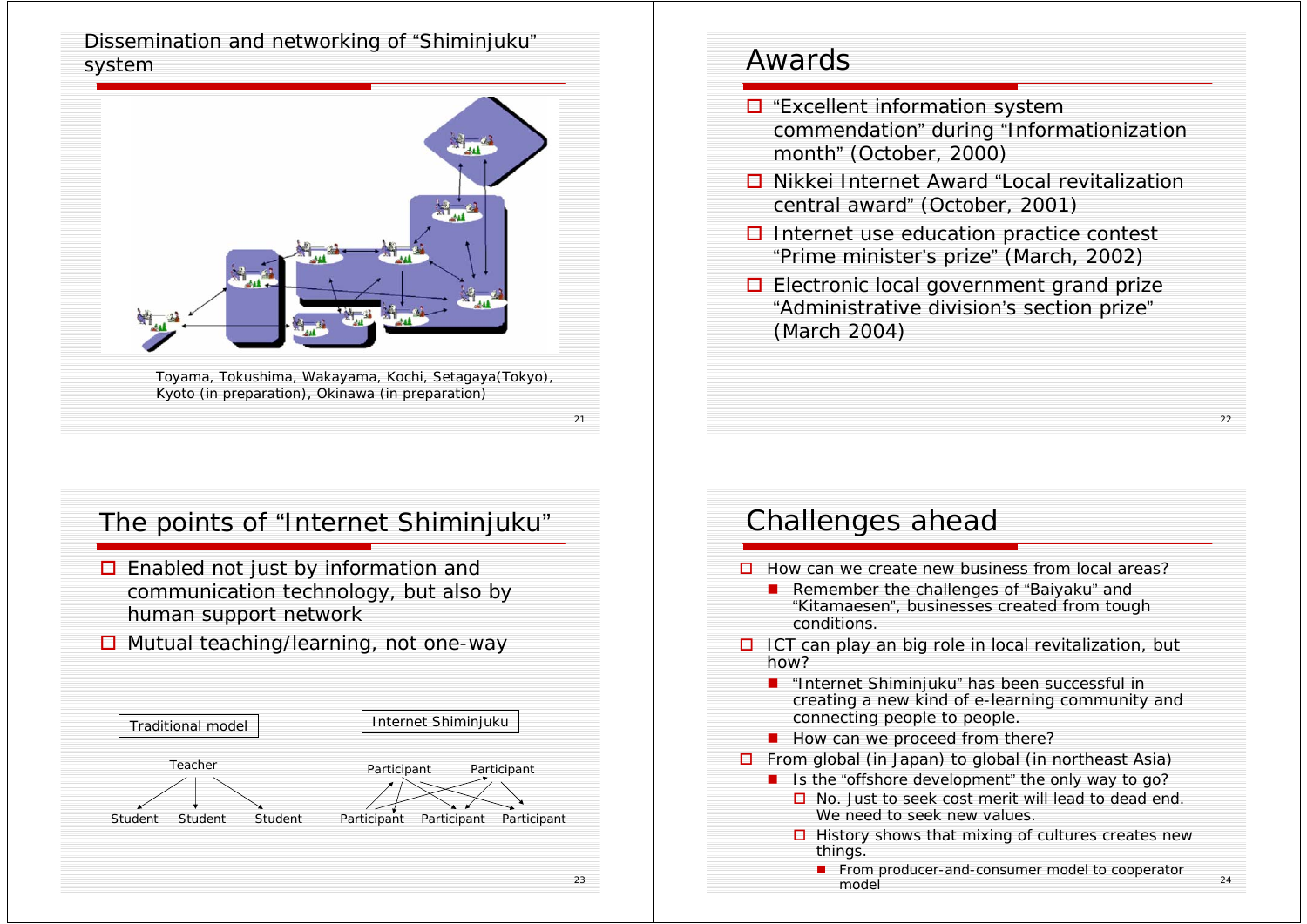## Dissemination and networking of "Shiminjuku" system

Toyama, Tokushima, Wakayama, Kochi, Setagaya(Tokyo), Kyoto (in preparation), Okinawa (in preparation)

## Awards

- "Excellent information system commendation" during "Informatization month" (October, 2000)
- Nikkei Internet Award "Local revitalization central award" (October, 2001)
- Internet use education practice contest "Prime minister's prize" (March, 2002)
- Electronic local government grand prize "Administrative division's section prize" (March 2004)

## The points of "Internet Shiminjuku"

- Enabled not just by information and communication technology, but also by human support network
- Mutual teaching/learning, not one-way

Traditional model

Teacher

Student Student Student

Internet Shiminjuku

Participant Participant

Participant Participant Participant

## Challenges ahead

- How can we create new business from local areas?
  - Remember the challenges of "Baiyaku" and "Kitamaesen", businesses created from tough conditions.
- ICT can play an big role in local revitalization, but how?
  - "Internet Shiminjuku" has been successful in creating a new kind of e-learning community and connecting people to people.
  - How can we proceed from there?
- From global (in Japan) to global (in northeast Asia)
  - Is the "offshore development" the only way to go?
    - No. Just to seek cost merit will lead to dead end. We need to seek new values.
    - History shows that mixing of cultures creates new things.
      - From producer-and-consumer model to cooperator model